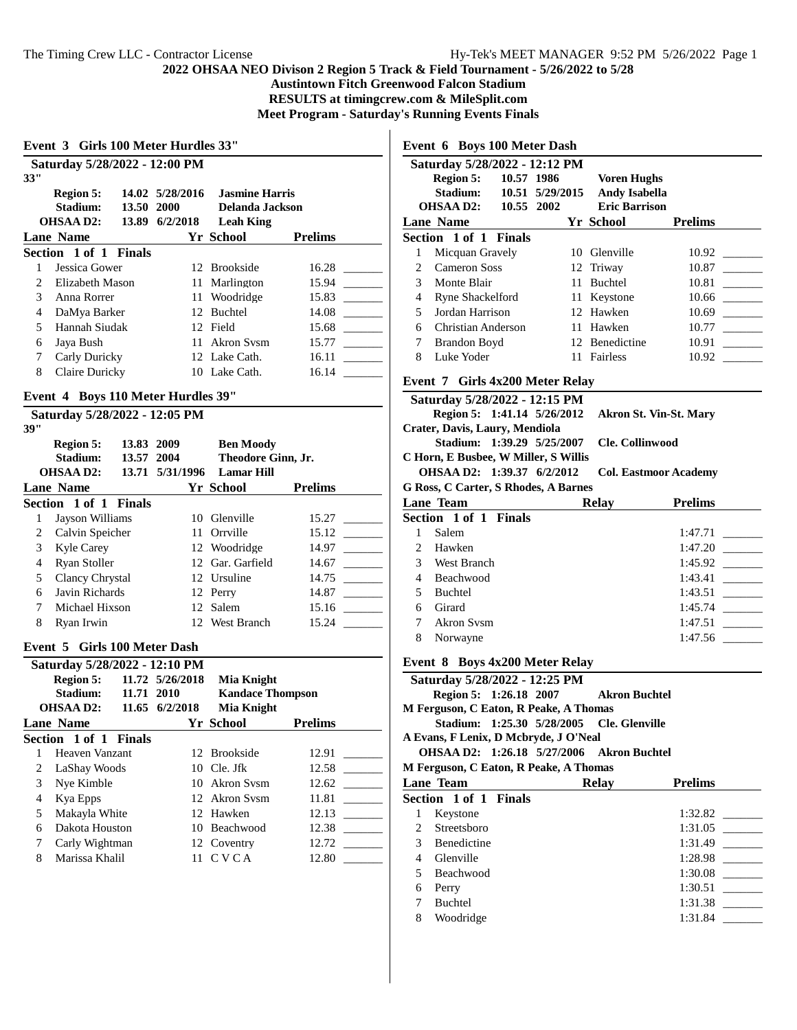**2022 OHSAA NEO Divison 2 Region 5 Track & Field Tournament - 5/26/2022 to 5/28**
**Austintown Fitch Greenwood Falcon Stadium**
**RESULTS at timingcrew.com & MileSplit.com**
**Meet Program - Saturday's Running Events Finals**

## Event 3 Girls 100 Meter Hurdles 33"

**Saturday 5/28/2022 - 12:00 PM**

33"

| | | | |
|---|---|---|---|
| Region 5: | 14.02 | 5/28/2016 | Jasmine Harris |
| Stadium: | 13.50 | 2000 | Delanda Jackson |
| OHSAA D2: | 13.89 | 6/2/2018 | Leah King |

**Section 1 of 1 Finals**

| Lane | Name | Yr | School | Prelims | |
|---|---|---|---|---|---|
| 1 | Jessica Gower | 12 | Brookside | 16.28 | _______ |
| 2 | Elizabeth Mason | 11 | Marlington | 15.94 | _______ |
| 3 | Anna Rorrer | 11 | Woodridge | 15.83 | _______ |
| 4 | DaMya Barker | 12 | Buchtel | 14.08 | _______ |
| 5 | Hannah Siudak | 12 | Field | 15.68 | _______ |
| 6 | Jaya Bush | 11 | Akron Svsm | 15.77 | _______ |
| 7 | Carly Duricky | 12 | Lake Cath. | 16.11 | _______ |
| 8 | Claire Duricky | 10 | Lake Cath. | 16.14 | _______ |

## Event 4 Boys 110 Meter Hurdles 39"

**Saturday 5/28/2022 - 12:05 PM**

39"

| | | | |
|---|---|---|---|
| Region 5: | 13.83 | 2009 | Ben Moody |
| Stadium: | 13.57 | 2004 | Theodore Ginn, Jr. |
| OHSAA D2: | 13.71 | 5/31/1996 | Lamar Hill |

**Section 1 of 1 Finals**

| Lane | Name | Yr | School | Prelims | |
|---|---|---|---|---|---|
| 1 | Jayson Williams | 10 | Glenville | 15.27 | _______ |
| 2 | Calvin Speicher | 11 | Orrville | 15.12 | _______ |
| 3 | Kyle Carey | 12 | Woodridge | 14.97 | _______ |
| 4 | Ryan Stoller | 12 | Gar. Garfield | 14.67 | _______ |
| 5 | Clancy Chrystal | 12 | Ursuline | 14.75 | _______ |
| 6 | Javin Richards | 12 | Perry | 14.87 | _______ |
| 7 | Michael Hixson | 12 | Salem | 15.16 | _______ |
| 8 | Ryan Irwin | 12 | West Branch | 15.24 | _______ |

## Event 5 Girls 100 Meter Dash

**Saturday 5/28/2022 - 12:10 PM**

| | | | |
|---|---|---|---|
| Region 5: | 11.72 | 5/26/2018 | Mia Knight |
| Stadium: | 11.71 | 2010 | Kandace Thompson |
| OHSAA D2: | 11.65 | 6/2/2018 | Mia Knight |

**Section 1 of 1 Finals**

| Lane | Name | Yr | School | Prelims | |
|---|---|---|---|---|---|
| 1 | Heaven Vanzant | 12 | Brookside | 12.91 | _______ |
| 2 | LaShay Woods | 10 | Cle. Jfk | 12.58 | _______ |
| 3 | Nye Kimble | 10 | Akron Svsm | 12.62 | _______ |
| 4 | Kya Epps | 12 | Akron Svsm | 11.81 | _______ |
| 5 | Makayla White | 12 | Hawken | 12.13 | _______ |
| 6 | Dakota Houston | 10 | Beachwood | 12.38 | _______ |
| 7 | Carly Wightman | 12 | Coventry | 12.72 | _______ |
| 8 | Marissa Khalil | 11 | C V C A | 12.80 | _______ |

## Event 6 Boys 100 Meter Dash

**Saturday 5/28/2022 - 12:12 PM**

| | | | |
|---|---|---|---|
| Region 5: | 10.57 | 1986 | Voren Hughs |
| Stadium: | 10.51 | 5/29/2015 | Andy Isabella |
| OHSAA D2: | 10.55 | 2002 | Eric Barrison |

**Section 1 of 1 Finals**

| Lane | Name | Yr | School | Prelims | |
|---|---|---|---|---|---|
| 1 | Micquan Gravely | 10 | Glenville | 10.92 | _______ |
| 2 | Cameron Soss | 12 | Triway | 10.87 | _______ |
| 3 | Monte Blair | 11 | Buchtel | 10.81 | _______ |
| 4 | Ryne Shackelford | 11 | Keystone | 10.66 | _______ |
| 5 | Jordan Harrison | 12 | Hawken | 10.69 | _______ |
| 6 | Christian Anderson | 11 | Hawken | 10.77 | _______ |
| 7 | Brandon Boyd | 12 | Benedictine | 10.91 | _______ |
| 8 | Luke Yoder | 11 | Fairless | 10.92 | _______ |

## Event 7 Girls 4x200 Meter Relay

**Saturday 5/28/2022 - 12:15 PM**

Region 5: 1:41.14 5/26/2012 Akron St. Vin-St. Mary
Crater, Davis, Laury, Mendiola
Stadium: 1:39.29 5/25/2007 Cle. Collinwood
C Horn, E Busbee, W Miller, S Willis
OHSAA D2: 1:39.37 6/2/2012 Col. Eastmoor Academy
G Ross, C Carter, S Rhodes, A Barnes

**Section 1 of 1 Finals**

| Lane | Team | Relay | Prelims | |
|---|---|---|---|---|
| 1 | Salem | | 1:47.71 | _______ |
| 2 | Hawken | | 1:47.20 | _______ |
| 3 | West Branch | | 1:45.92 | _______ |
| 4 | Beachwood | | 1:43.41 | _______ |
| 5 | Buchtel | | 1:43.51 | _______ |
| 6 | Girard | | 1:45.74 | _______ |
| 7 | Akron Svsm | | 1:47.51 | _______ |
| 8 | Norwayne | | 1:47.56 | _______ |

## Event 8 Boys 4x200 Meter Relay

**Saturday 5/28/2022 - 12:25 PM**

Region 5: 1:26.18 2007 Akron Buchtel
M Ferguson, C Eaton, R Peake, A Thomas
Stadium: 1:25.30 5/28/2005 Cle. Glenville
A Evans, F Lenix, D Mcbryde, J O'Neal
OHSAA D2: 1:26.18 5/27/2006 Akron Buchtel
M Ferguson, C Eaton, R Peake, A Thomas

**Section 1 of 1 Finals**

| Lane | Team | Relay | Prelims | |
|---|---|---|---|---|
| 1 | Keystone | | 1:32.82 | _______ |
| 2 | Streetsboro | | 1:31.05 | _______ |
| 3 | Benedictine | | 1:31.49 | _______ |
| 4 | Glenville | | 1:28.98 | _______ |
| 5 | Beachwood | | 1:30.08 | _______ |
| 6 | Perry | | 1:30.51 | _______ |
| 7 | Buchtel | | 1:31.38 | _______ |
| 8 | Woodridge | | 1:31.84 | _______ |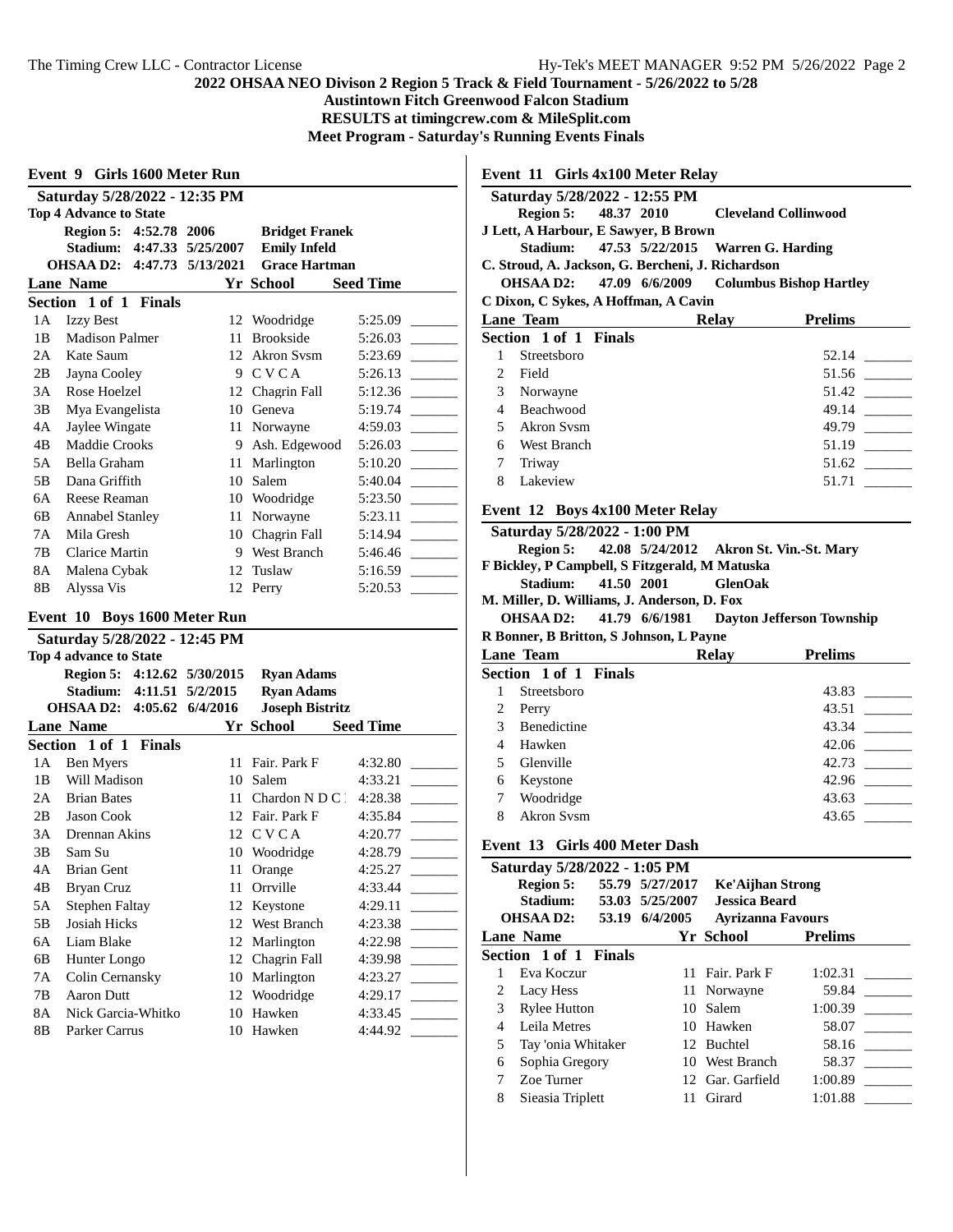**2022 OHSAA NEO Divison 2 Region 5 Track & Field Tournament - 5/26/2022 to 5/28**

**Austintown Fitch Greenwood Falcon Stadium**

**RESULTS at timingcrew.com & MileSplit.com**

**Meet Program - Saturday's Running Events Finals**

### Event 9 Girls 1600 Meter Run

**Saturday 5/28/2022 - 12:35 PM**

**Top 4 Advance to State**

| | | | |
|---|---|---|---|
| Region 5: | 4:52.78 | 2006 | Bridget Franek |
| Stadium: | 4:47.33 | 5/25/2007 | Emily Infeld |
| OHSAA D2: | 4:47.73 | 5/13/2021 | Grace Hartman |

**Section 1 of 1 Finals**

| Lane | Name | Yr | School | Seed Time | |
|---|---|---|---|---|---|
| 1A | Izzy Best | 12 | Woodridge | 5:25.09 | _______ |
| 1B | Madison Palmer | 11 | Brookside | 5:26.03 | _______ |
| 2A | Kate Saum | 12 | Akron Svsm | 5:23.69 | _______ |
| 2B | Jayna Cooley | 9 | C V C A | 5:26.13 | _______ |
| 3A | Rose Hoelzel | 12 | Chagrin Fall | 5:12.36 | _______ |
| 3B | Mya Evangelista | 10 | Geneva | 5:19.74 | _______ |
| 4A | Jaylee Wingate | 11 | Norwayne | 4:59.03 | _______ |
| 4B | Maddie Crooks | 9 | Ash. Edgewood | 5:26.03 | _______ |
| 5A | Bella Graham | 11 | Marlington | 5:10.20 | _______ |
| 5B | Dana Griffith | 10 | Salem | 5:40.04 | _______ |
| 6A | Reese Reaman | 10 | Woodridge | 5:23.50 | _______ |
| 6B | Annabel Stanley | 11 | Norwayne | 5:23.11 | _______ |
| 7A | Mila Gresh | 10 | Chagrin Fall | 5:14.94 | _______ |
| 7B | Clarice Martin | 9 | West Branch | 5:46.46 | _______ |
| 8A | Malena Cybak | 12 | Tuslaw | 5:16.59 | _______ |
| 8B | Alyssa Vis | 12 | Perry | 5:20.53 | _______ |

### Event 10 Boys 1600 Meter Run

**Saturday 5/28/2022 - 12:45 PM**

**Top 4 advance to State**

| | | | |
|---|---|---|---|
| Region 5: | 4:12.62 | 5/30/2015 | Ryan Adams |
| Stadium: | 4:11.51 | 5/2/2015 | Ryan Adams |
| OHSAA D2: | 4:05.62 | 6/4/2016 | Joseph Bistritz |

**Section 1 of 1 Finals**

| Lane | Name | Yr | School | Seed Time | |
|---|---|---|---|---|---|
| 1A | Ben Myers | 11 | Fair. Park F | 4:32.80 | _______ |
| 1B | Will Madison | 10 | Salem | 4:33.21 | _______ |
| 2A | Brian Bates | 11 | Chardon N D C | 4:28.38 | _______ |
| 2B | Jason Cook | 12 | Fair. Park F | 4:35.84 | _______ |
| 3A | Drennan Akins | 12 | C V C A | 4:20.77 | _______ |
| 3B | Sam Su | 10 | Woodridge | 4:28.79 | _______ |
| 4A | Brian Gent | 11 | Orange | 4:25.27 | _______ |
| 4B | Bryan Cruz | 11 | Orrville | 4:33.44 | _______ |
| 5A | Stephen Faltay | 12 | Keystone | 4:29.11 | _______ |
| 5B | Josiah Hicks | 12 | West Branch | 4:23.38 | _______ |
| 6A | Liam Blake | 12 | Marlington | 4:22.98 | _______ |
| 6B | Hunter Longo | 12 | Chagrin Fall | 4:39.98 | _______ |
| 7A | Colin Cernansky | 10 | Marlington | 4:23.27 | _______ |
| 7B | Aaron Dutt | 12 | Woodridge | 4:29.17 | _______ |
| 8A | Nick Garcia-Whitko | 10 | Hawken | 4:33.45 | _______ |
| 8B | Parker Carrus | 10 | Hawken | 4:44.92 | _______ |

### Event 11 Girls 4x100 Meter Relay

**Saturday 5/28/2022 - 12:55 PM**

**Region 5:** 48.37 2010 Cleveland Collinwood
J Lett, A Harbour, E Sawyer, B Brown

**Stadium:** 47.53 5/22/2015 Warren G. Harding
C. Stroud, A. Jackson, G. Bercheni, J. Richardson

**OHSAA D2:** 47.09 6/6/2009 Columbus Bishop Hartley
C Dixon, C Sykes, A Hoffman, A Cavin

**Section 1 of 1 Finals**

| Lane | Team | Relay | Prelims | |
|---|---|---|---|---|
| 1 | Streetsboro | | 52.14 | _______ |
| 2 | Field | | 51.56 | _______ |
| 3 | Norwayne | | 51.42 | _______ |
| 4 | Beachwood | | 49.14 | _______ |
| 5 | Akron Svsm | | 49.79 | _______ |
| 6 | West Branch | | 51.19 | _______ |
| 7 | Triway | | 51.62 | _______ |
| 8 | Lakeview | | 51.71 | _______ |

### Event 12 Boys 4x100 Meter Relay

**Saturday 5/28/2022 - 1:00 PM**

**Region 5:** 42.08 5/24/2012 Akron St. Vin.-St. Mary
F Bickley, P Campbell, S Fitzgerald, M Matuska

**Stadium:** 41.50 2001 GlenOak
M. Miller, D. Williams, J. Anderson, D. Fox

**OHSAA D2:** 41.79 6/6/1981 Dayton Jefferson Township
R Bonner, B Britton, S Johnson, L Payne

**Section 1 of 1 Finals**

| Lane | Team | Relay | Prelims | |
|---|---|---|---|---|
| 1 | Streetsboro | | 43.83 | _______ |
| 2 | Perry | | 43.51 | _______ |
| 3 | Benedictine | | 43.34 | _______ |
| 4 | Hawken | | 42.06 | _______ |
| 5 | Glenville | | 42.73 | _______ |
| 6 | Keystone | | 42.96 | _______ |
| 7 | Woodridge | | 43.63 | _______ |
| 8 | Akron Svsm | | 43.65 | _______ |

### Event 13 Girls 400 Meter Dash

**Saturday 5/28/2022 - 1:05 PM**

| | | | |
|---|---|---|---|
| Region 5: | 55.79 | 5/27/2017 | Ke'Aijhan Strong |
| Stadium: | 53.03 | 5/25/2007 | Jessica Beard |
| OHSAA D2: | 53.19 | 6/4/2005 | Ayrizanna Favours |

**Section 1 of 1 Finals**

| Lane | Name | Yr | School | Prelims | |
|---|---|---|---|---|---|
| 1 | Eva Koczur | 11 | Fair. Park F | 1:02.31 | _______ |
| 2 | Lacy Hess | 11 | Norwayne | 59.84 | _______ |
| 3 | Rylee Hutton | 10 | Salem | 1:00.39 | _______ |
| 4 | Leila Metres | 10 | Hawken | 58.07 | _______ |
| 5 | Tay 'onia Whitaker | 12 | Buchtel | 58.16 | _______ |
| 6 | Sophia Gregory | 10 | West Branch | 58.37 | _______ |
| 7 | Zoe Turner | 12 | Gar. Garfield | 1:00.89 | _______ |
| 8 | Sieasia Triplett | 11 | Girard | 1:01.88 | _______ |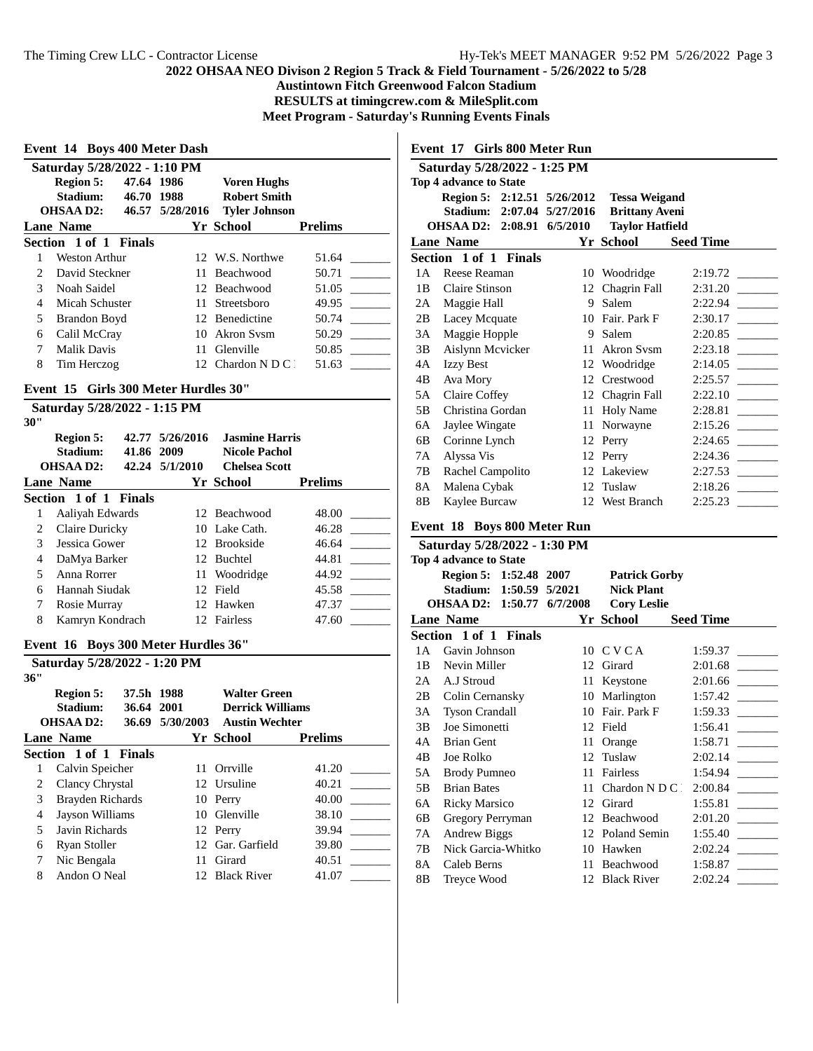## 2022 OHSAA NEO Divison 2 Region 5 Track & Field Tournament - 5/26/2022 to 5/28

**Austintown Fitch Greenwood Falcon Stadium**

**RESULTS at timingcrew.com & MileSplit.com**

**Meet Program - Saturday's Running Events Finals**

### Event 14 Boys 400 Meter Dash

**Saturday 5/28/2022 - 1:10 PM**

| | | | |
|---|---|---|---|
| **Region 5:** | 47.64 | 1986 | Voren Hughs |
| **Stadium:** | 46.70 | 1988 | Robert Smith |
| **OHSAA D2:** | 46.57 | 5/28/2016 | Tyler Johnson |

**Section 1 of 1 Finals**

| Lane | Name | Yr | School | Prelims | |
|---|---|---|---|---|---|
| 1 | Weston Arthur | 12 | W.S. Northwe | 51.64 | _______ |
| 2 | David Steckner | 11 | Beachwood | 50.71 | _______ |
| 3 | Noah Saidel | 12 | Beachwood | 51.05 | _______ |
| 4 | Micah Schuster | 11 | Streetsboro | 49.95 | _______ |
| 5 | Brandon Boyd | 12 | Benedictine | 50.74 | _______ |
| 6 | Calil McCray | 10 | Akron Svsm | 50.29 | _______ |
| 7 | Malik Davis | 11 | Glenville | 50.85 | _______ |
| 8 | Tim Herczog | 12 | Chardon N D C | 51.63 | _______ |

### Event 15 Girls 300 Meter Hurdles 30"

**Saturday 5/28/2022 - 1:15 PM**

30"

| | | | |
|---|---|---|---|
| **Region 5:** | 42.77 | 5/26/2016 | Jasmine Harris |
| **Stadium:** | 41.86 | 2009 | Nicole Pachol |
| **OHSAA D2:** | 42.24 | 5/1/2010 | Chelsea Scott |

**Section 1 of 1 Finals**

| Lane | Name | Yr | School | Prelims | |
|---|---|---|---|---|---|
| 1 | Aaliyah Edwards | 12 | Beachwood | 48.00 | _______ |
| 2 | Claire Duricky | 10 | Lake Cath. | 46.28 | _______ |
| 3 | Jessica Gower | 12 | Brookside | 46.64 | _______ |
| 4 | DaMya Barker | 12 | Buchtel | 44.81 | _______ |
| 5 | Anna Rorrer | 11 | Woodridge | 44.92 | _______ |
| 6 | Hannah Siudak | 12 | Field | 45.58 | _______ |
| 7 | Rosie Murray | 12 | Hawken | 47.37 | _______ |
| 8 | Kamryn Kondrach | 12 | Fairless | 47.60 | _______ |

### Event 16 Boys 300 Meter Hurdles 36"

**Saturday 5/28/2022 - 1:20 PM**

36"

| | | | |
|---|---|---|---|
| **Region 5:** | 37.5h | 1988 | Walter Green |
| **Stadium:** | 36.64 | 2001 | Derrick Williams |
| **OHSAA D2:** | 36.69 | 5/30/2003 | Austin Wechter |

**Section 1 of 1 Finals**

| Lane | Name | Yr | School | Prelims | |
|---|---|---|---|---|---|
| 1 | Calvin Speicher | 11 | Orrville | 41.20 | _______ |
| 2 | Clancy Chrystal | 12 | Ursuline | 40.21 | _______ |
| 3 | Brayden Richards | 10 | Perry | 40.00 | _______ |
| 4 | Jayson Williams | 10 | Glenville | 38.10 | _______ |
| 5 | Javin Richards | 12 | Perry | 39.94 | _______ |
| 6 | Ryan Stoller | 12 | Gar. Garfield | 39.80 | _______ |
| 7 | Nic Bengala | 11 | Girard | 40.51 | _______ |
| 8 | Andon O Neal | 12 | Black River | 41.07 | _______ |

### Event 17 Girls 800 Meter Run

**Saturday 5/28/2022 - 1:25 PM**

**Top 4 advance to State**

| | | | |
|---|---|---|---|
| **Region 5:** | 2:12.51 | 5/26/2012 | Tessa Weigand |
| **Stadium:** | 2:07.04 | 5/27/2016 | Brittany Aveni |
| **OHSAA D2:** | 2:08.91 | 6/5/2010 | Taylor Hatfield |

**Section 1 of 1 Finals**

| Lane | Name | Yr | School | Seed Time | |
|---|---|---|---|---|---|
| 1A | Reese Reaman | 10 | Woodridge | 2:19.72 | _______ |
| 1B | Claire Stinson | 12 | Chagrin Fall | 2:31.20 | _______ |
| 2A | Maggie Hall | 9 | Salem | 2:22.94 | _______ |
| 2B | Lacey Mcquate | 10 | Fair. Park F | 2:30.17 | _______ |
| 3A | Maggie Hopple | 9 | Salem | 2:20.85 | _______ |
| 3B | Aislynn Mcvicker | 11 | Akron Svsm | 2:23.18 | _______ |
| 4A | Izzy Best | 12 | Woodridge | 2:14.05 | _______ |
| 4B | Ava Mory | 12 | Crestwood | 2:25.57 | _______ |
| 5A | Claire Coffey | 12 | Chagrin Fall | 2:22.10 | _______ |
| 5B | Christina Gordan | 11 | Holy Name | 2:28.81 | _______ |
| 6A | Jaylee Wingate | 11 | Norwayne | 2:15.26 | _______ |
| 6B | Corinne Lynch | 12 | Perry | 2:24.65 | _______ |
| 7A | Alyssa Vis | 12 | Perry | 2:24.36 | _______ |
| 7B | Rachel Campolito | 12 | Lakeview | 2:27.53 | _______ |
| 8A | Malena Cybak | 12 | Tuslaw | 2:18.26 | _______ |
| 8B | Kaylee Burcaw | 12 | West Branch | 2:25.23 | _______ |

### Event 18 Boys 800 Meter Run

**Saturday 5/28/2022 - 1:30 PM**

**Top 4 advance to State**

| | | | |
|---|---|---|---|
| **Region 5:** | 1:52.48 | 2007 | Patrick Gorby |
| **Stadium:** | 1:50.59 | 5/2021 | Nick Plant |
| **OHSAA D2:** | 1:50.77 | 6/7/2008 | Cory Leslie |

**Section 1 of 1 Finals**

| Lane | Name | Yr | School | Seed Time | |
|---|---|---|---|---|---|
| 1A | Gavin Johnson | 10 | C V C A | 1:59.37 | _______ |
| 1B | Nevin Miller | 12 | Girard | 2:01.68 | _______ |
| 2A | A.J Stroud | 11 | Keystone | 2:01.66 | _______ |
| 2B | Colin Cernansky | 10 | Marlington | 1:57.42 | _______ |
| 3A | Tyson Crandall | 10 | Fair. Park F | 1:59.33 | _______ |
| 3B | Joe Simonetti | 12 | Field | 1:56.41 | _______ |
| 4A | Brian Gent | 11 | Orange | 1:58.71 | _______ |
| 4B | Joe Rolko | 12 | Tuslaw | 2:02.14 | _______ |
| 5A | Brody Pumneo | 11 | Fairless | 1:54.94 | _______ |
| 5B | Brian Bates | 11 | Chardon N D C | 2:00.84 | _______ |
| 6A | Ricky Marsico | 12 | Girard | 1:55.81 | _______ |
| 6B | Gregory Perryman | 12 | Beachwood | 2:01.20 | _______ |
| 7A | Andrew Biggs | 12 | Poland Semin | 1:55.40 | _______ |
| 7B | Nick Garcia-Whitko | 10 | Hawken | 2:02.24 | _______ |
| 8A | Caleb Berns | 11 | Beachwood | 1:58.87 | _______ |
| 8B | Treyce Wood | 12 | Black River | 2:02.24 | _______ |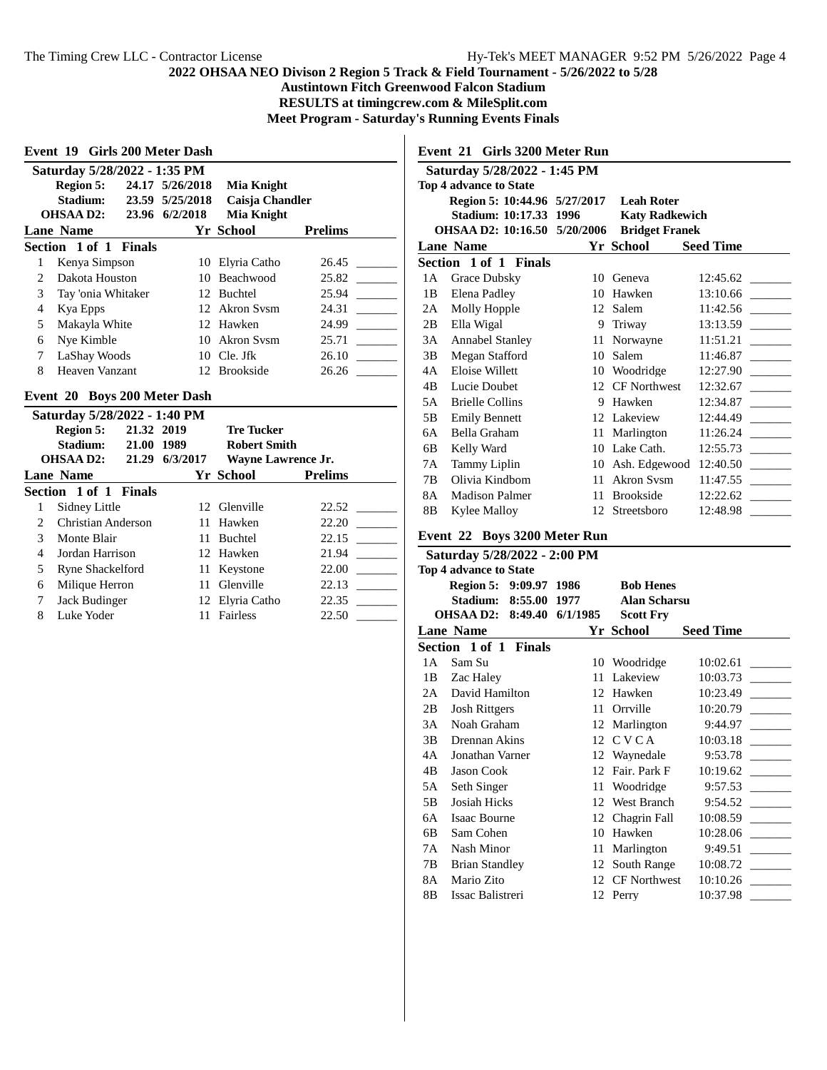# 2022 OHSAA NEO Divison 2 Region 5 Track & Field Tournament - 5/26/2022 to 5/28

**Austintown Fitch Greenwood Falcon Stadium**

**RESULTS at timingcrew.com & MileSplit.com**

**Meet Program - Saturday's Running Events Finals**

## Event 19 Girls 200 Meter Dash

**Saturday 5/28/2022 - 1:35 PM**

| | | | |
|---|---|---|---|
| **Region 5:** | 24.17 | 5/26/2018 | Mia Knight |
| **Stadium:** | 23.59 | 5/25/2018 | Caisja Chandler |
| **OHSAA D2:** | 23.96 | 6/2/2018 | Mia Knight |

**Section 1 of 1 Finals**

| Lane | Name | Yr | School | Prelims | |
|---|---|---|---|---|---|
| 1 | Kenya Simpson | 10 | Elyria Catho | 26.45 | _______ |
| 2 | Dakota Houston | 10 | Beachwood | 25.82 | _______ |
| 3 | Tay 'onia Whitaker | 12 | Buchtel | 25.94 | _______ |
| 4 | Kya Epps | 12 | Akron Svsm | 24.31 | _______ |
| 5 | Makayla White | 12 | Hawken | 24.99 | _______ |
| 6 | Nye Kimble | 10 | Akron Svsm | 25.71 | _______ |
| 7 | LaShay Woods | 10 | Cle. Jfk | 26.10 | _______ |
| 8 | Heaven Vanzant | 12 | Brookside | 26.26 | _______ |

## Event 20 Boys 200 Meter Dash

**Saturday 5/28/2022 - 1:40 PM**

| | | | |
|---|---|---|---|
| **Region 5:** | 21.32 | 2019 | Tre Tucker |
| **Stadium:** | 21.00 | 1989 | Robert Smith |
| **OHSAA D2:** | 21.29 | 6/3/2017 | Wayne Lawrence Jr. |

**Section 1 of 1 Finals**

| Lane | Name | Yr | School | Prelims | |
|---|---|---|---|---|---|
| 1 | Sidney Little | 12 | Glenville | 22.52 | _______ |
| 2 | Christian Anderson | 11 | Hawken | 22.20 | _______ |
| 3 | Monte Blair | 11 | Buchtel | 22.15 | _______ |
| 4 | Jordan Harrison | 12 | Hawken | 21.94 | _______ |
| 5 | Ryne Shackelford | 11 | Keystone | 22.00 | _______ |
| 6 | Milique Herron | 11 | Glenville | 22.13 | _______ |
| 7 | Jack Budinger | 12 | Elyria Catho | 22.35 | _______ |
| 8 | Luke Yoder | 11 | Fairless | 22.50 | _______ |

## Event 21 Girls 3200 Meter Run

**Saturday 5/28/2022 - 1:45 PM**

**Top 4 advance to State**

| | | | |
|---|---|---|---|
| **Region 5:** | 10:44.96 | 5/27/2017 | Leah Roter |
| **Stadium:** | 10:17.33 | 1996 | Katy Radkewich |
| **OHSAA D2:** | 10:16.50 | 5/20/2006 | Bridget Franek |

**Section 1 of 1 Finals**

| Lane | Name | Yr | School | Seed Time | |
|---|---|---|---|---|---|
| 1A | Grace Dubsky | 10 | Geneva | 12:45.62 | _______ |
| 1B | Elena Padley | 10 | Hawken | 13:10.66 | _______ |
| 2A | Molly Hopple | 12 | Salem | 11:42.56 | _______ |
| 2B | Ella Wigal | 9 | Triway | 13:13.59 | _______ |
| 3A | Annabel Stanley | 11 | Norwayne | 11:51.21 | _______ |
| 3B | Megan Stafford | 10 | Salem | 11:46.87 | _______ |
| 4A | Eloise Willett | 10 | Woodridge | 12:27.90 | _______ |
| 4B | Lucie Doubet | 12 | CF Northwest | 12:32.67 | _______ |
| 5A | Brielle Collins | 9 | Hawken | 12:34.87 | _______ |
| 5B | Emily Bennett | 12 | Lakeview | 12:44.49 | _______ |
| 6A | Bella Graham | 11 | Marlington | 11:26.24 | _______ |
| 6B | Kelly Ward | 10 | Lake Cath. | 12:55.73 | _______ |
| 7A | Tammy Liplin | 10 | Ash. Edgewood | 12:40.50 | _______ |
| 7B | Olivia Kindbom | 11 | Akron Svsm | 11:47.55 | _______ |
| 8A | Madison Palmer | 11 | Brookside | 12:22.62 | _______ |
| 8B | Kylee Malloy | 12 | Streetsboro | 12:48.98 | _______ |

## Event 22 Boys 3200 Meter Run

**Saturday 5/28/2022 - 2:00 PM**

**Top 4 advance to State**

| | | | |
|---|---|---|---|
| **Region 5:** | 9:09.97 | 1986 | Bob Henes |
| **Stadium:** | 8:55.00 | 1977 | Alan Scharsu |
| **OHSAA D2:** | 8:49.40 | 6/1/1985 | Scott Fry |

**Section 1 of 1 Finals**

| Lane | Name | Yr | School | Seed Time | |
|---|---|---|---|---|---|
| 1A | Sam Su | 10 | Woodridge | 10:02.61 | _______ |
| 1B | Zac Haley | 11 | Lakeview | 10:03.73 | _______ |
| 2A | David Hamilton | 12 | Hawken | 10:23.49 | _______ |
| 2B | Josh Rittgers | 11 | Orrville | 10:20.79 | _______ |
| 3A | Noah Graham | 12 | Marlington | 9:44.97 | _______ |
| 3B | Drennan Akins | 12 | C V C A | 10:03.18 | _______ |
| 4A | Jonathan Varner | 12 | Waynedale | 9:53.78 | _______ |
| 4B | Jason Cook | 12 | Fair. Park F | 10:19.62 | _______ |
| 5A | Seth Singer | 11 | Woodridge | 9:57.53 | _______ |
| 5B | Josiah Hicks | 12 | West Branch | 9:54.52 | _______ |
| 6A | Isaac Bourne | 12 | Chagrin Fall | 10:08.59 | _______ |
| 6B | Sam Cohen | 10 | Hawken | 10:28.06 | _______ |
| 7A | Nash Minor | 11 | Marlington | 9:49.51 | _______ |
| 7B | Brian Standley | 12 | South Range | 10:08.72 | _______ |
| 8A | Mario Zito | 12 | CF Northwest | 10:10.26 | _______ |
| 8B | Issac Balistreri | 12 | Perry | 10:37.98 | _______ |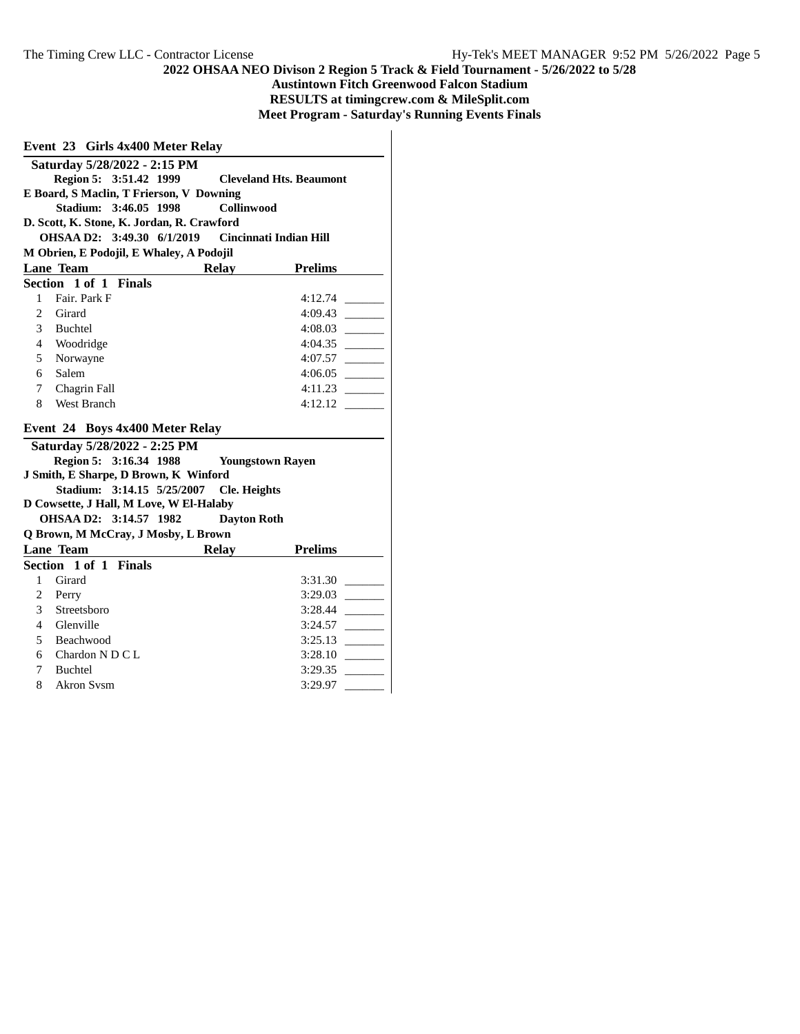**2022 OHSAA NEO Divison 2 Region 5 Track & Field Tournament - 5/26/2022 to 5/28**

**Austintown Fitch Greenwood Falcon Stadium**

**RESULTS at timingcrew.com & MileSplit.com**

**Meet Program - Saturday's Running Events Finals**

## Event 23 Girls 4x400 Meter Relay

**Saturday 5/28/2022 - 2:15 PM**

**Region 5: 3:51.42 1999 Cleveland Hts. Beaumont**
E Board, S Maclin, T Frierson, V Downing

**Stadium: 3:46.05 1998 Collinwood**
D. Scott, K. Stone, K. Jordan, R. Crawford

**OHSAA D2: 3:49.30 6/1/2019 Cincinnati Indian Hill**
M Obrien, E Podojil, E Whaley, A Podojil

**Section 1 of 1 Finals**

| Lane | Team | Relay | Prelims | |
|---|---|---|---|---|
| 1 | Fair. Park F | | 4:12.74 | _______ |
| 2 | Girard | | 4:09.43 | _______ |
| 3 | Buchtel | | 4:08.03 | _______ |
| 4 | Woodridge | | 4:04.35 | _______ |
| 5 | Norwayne | | 4:07.57 | _______ |
| 6 | Salem | | 4:06.05 | _______ |
| 7 | Chagrin Fall | | 4:11.23 | _______ |
| 8 | West Branch | | 4:12.12 | _______ |

## Event 24 Boys 4x400 Meter Relay

**Saturday 5/28/2022 - 2:25 PM**

**Region 5: 3:16.34 1988 Youngstown Rayen**
J Smith, E Sharpe, D Brown, K Winford

**Stadium: 3:14.15 5/25/2007 Cle. Heights**
D Cowsette, J Hall, M Love, W El-Halaby

**OHSAA D2: 3:14.57 1982 Dayton Roth**
Q Brown, M McCray, J Mosby, L Brown

**Section 1 of 1 Finals**

| Lane | Team | Relay | Prelims | |
|---|---|---|---|---|
| 1 | Girard | | 3:31.30 | _______ |
| 2 | Perry | | 3:29.03 | _______ |
| 3 | Streetsboro | | 3:28.44 | _______ |
| 4 | Glenville | | 3:24.57 | _______ |
| 5 | Beachwood | | 3:25.13 | _______ |
| 6 | Chardon N D C L | | 3:28.10 | _______ |
| 7 | Buchtel | | 3:29.35 | _______ |
| 8 | Akron Svsm | | 3:29.97 | _______ |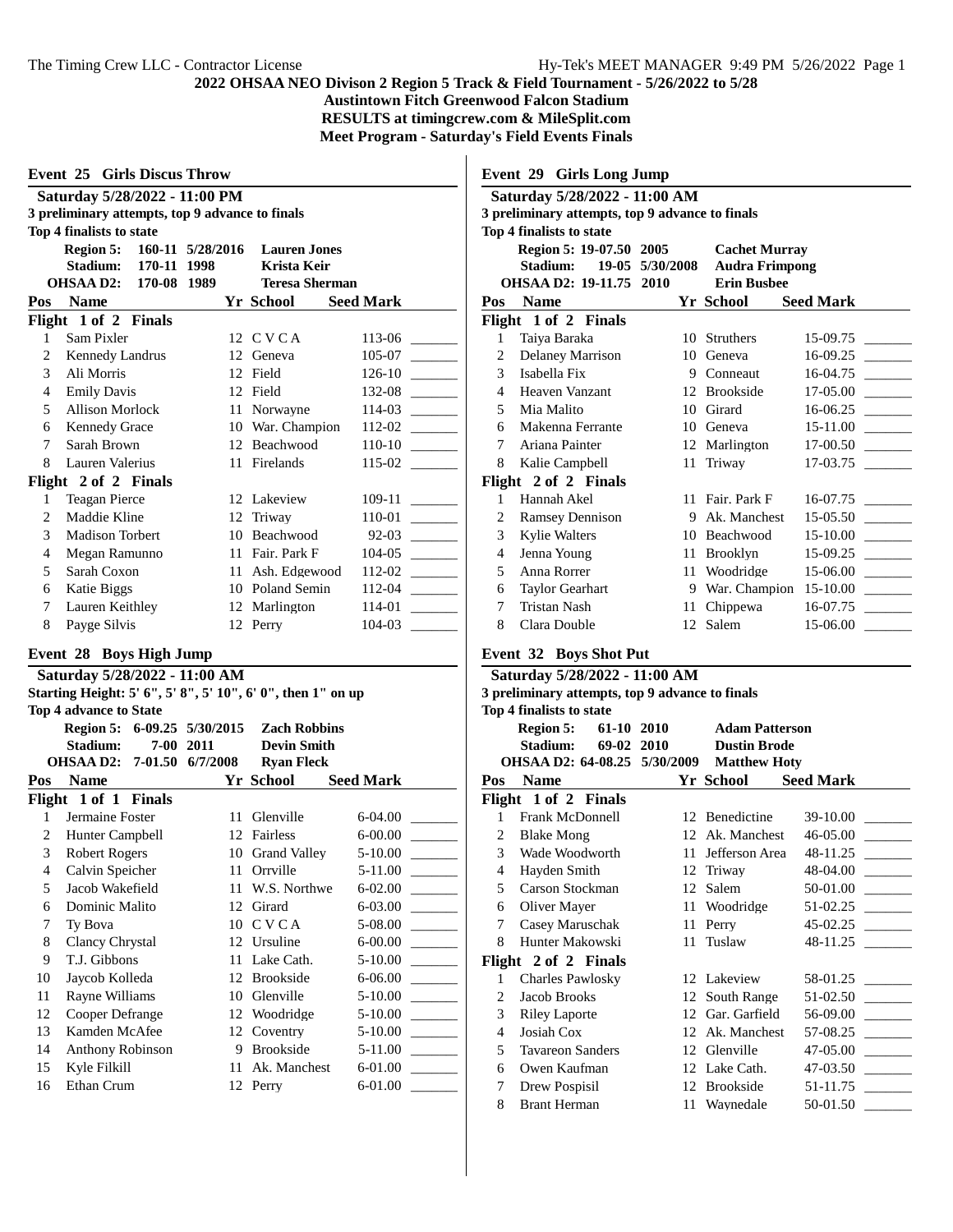**2022 OHSAA NEO Divison 2 Region 5 Track & Field Tournament - 5/26/2022 to 5/28**
**Austintown Fitch Greenwood Falcon Stadium**
**RESULTS at timingcrew.com & MileSplit.com**
**Meet Program - Saturday's Field Events Finals**

## Event 25 Girls Discus Throw

**Saturday 5/28/2022 - 11:00 PM**
**3 preliminary attempts, top 9 advance to finals**
**Top 4 finalists to state**

| | | | |
|---|---|---|---|
| Region 5: | 160-11 | 5/28/2016 | Lauren Jones |
| Stadium: | 170-11 | 1998 | Krista Keir |
| OHSAA D2: | 170-08 | 1989 | Teresa Sherman |

| Pos | Name | Yr | School | Seed Mark | |
|---|---|---|---|---|---|
| **Flight 1 of 2 Finals** | | | | | |
| 1 | Sam Pixler | 12 | C V C A | 113-06 | _______ |
| 2 | Kennedy Landrus | 12 | Geneva | 105-07 | _______ |
| 3 | Ali Morris | 12 | Field | 126-10 | _______ |
| 4 | Emily Davis | 12 | Field | 132-08 | _______ |
| 5 | Allison Morlock | 11 | Norwayne | 114-03 | _______ |
| 6 | Kennedy Grace | 10 | War. Champion | 112-02 | _______ |
| 7 | Sarah Brown | 12 | Beachwood | 110-10 | _______ |
| 8 | Lauren Valerius | 11 | Firelands | 115-02 | _______ |
| **Flight 2 of 2 Finals** | | | | | |
| 1 | Teagan Pierce | 12 | Lakeview | 109-11 | _______ |
| 2 | Maddie Kline | 12 | Triway | 110-01 | _______ |
| 3 | Madison Torbert | 10 | Beachwood | 92-03 | _______ |
| 4 | Megan Ramunno | 11 | Fair. Park F | 104-05 | _______ |
| 5 | Sarah Coxon | 11 | Ash. Edgewood | 112-02 | _______ |
| 6 | Katie Biggs | 10 | Poland Semin | 112-04 | _______ |
| 7 | Lauren Keithley | 12 | Marlington | 114-01 | _______ |
| 8 | Payge Silvis | 12 | Perry | 104-03 | _______ |

## Event 28 Boys High Jump

**Saturday 5/28/2022 - 11:00 AM**
**Starting Height: 5' 6", 5' 8", 5' 10", 6' 0", then 1" on up**
**Top 4 advance to State**

| | | | |
|---|---|---|---|
| Region 5: | 6-09.25 | 5/30/2015 | Zach Robbins |
| Stadium: | 7-00 | 2011 | Devin Smith |
| OHSAA D2: | 7-01.50 | 6/7/2008 | Ryan Fleck |

| Pos | Name | Yr | School | Seed Mark | |
|---|---|---|---|---|---|
| **Flight 1 of 1 Finals** | | | | | |
| 1 | Jermaine Foster | 11 | Glenville | 6-04.00 | _______ |
| 2 | Hunter Campbell | 12 | Fairless | 6-00.00 | _______ |
| 3 | Robert Rogers | 10 | Grand Valley | 5-10.00 | _______ |
| 4 | Calvin Speicher | 11 | Orrville | 5-11.00 | _______ |
| 5 | Jacob Wakefield | 11 | W.S. Northwe | 6-02.00 | _______ |
| 6 | Dominic Malito | 12 | Girard | 6-03.00 | _______ |
| 7 | Ty Bova | 10 | C V C A | 5-08.00 | _______ |
| 8 | Clancy Chrystal | 12 | Ursuline | 6-00.00 | _______ |
| 9 | T.J. Gibbons | 11 | Lake Cath. | 5-10.00 | _______ |
| 10 | Jaycob Kolleda | 12 | Brookside | 6-06.00 | _______ |
| 11 | Rayne Williams | 10 | Glenville | 5-10.00 | _______ |
| 12 | Cooper Defrange | 12 | Woodridge | 5-10.00 | _______ |
| 13 | Kamden McAfee | 12 | Coventry | 5-10.00 | _______ |
| 14 | Anthony Robinson | 9 | Brookside | 5-11.00 | _______ |
| 15 | Kyle Filkill | 11 | Ak. Manchest | 6-01.00 | _______ |
| 16 | Ethan Crum | 12 | Perry | 6-01.00 | _______ |

## Event 29 Girls Long Jump

**Saturday 5/28/2022 - 11:00 AM**
**3 preliminary attempts, top 9 advance to finals**
**Top 4 finalists to state**

| | | | |
|---|---|---|---|
| Region 5: | 19-07.50 | 2005 | Cachet Murray |
| Stadium: | 19-05 | 5/30/2008 | Audra Frimpong |
| OHSAA D2: | 19-11.75 | 2010 | Erin Busbee |

| Pos | Name | Yr | School | Seed Mark | |
|---|---|---|---|---|---|
| **Flight 1 of 2 Finals** | | | | | |
| 1 | Taiya Baraka | 10 | Struthers | 15-09.75 | _______ |
| 2 | Delaney Marrison | 10 | Geneva | 16-09.25 | _______ |
| 3 | Isabella Fix | 9 | Conneaut | 16-04.75 | _______ |
| 4 | Heaven Vanzant | 12 | Brookside | 17-05.00 | _______ |
| 5 | Mia Malito | 10 | Girard | 16-06.25 | _______ |
| 6 | Makenna Ferrante | 10 | Geneva | 15-11.00 | _______ |
| 7 | Ariana Painter | 12 | Marlington | 17-00.50 | _______ |
| 8 | Kalie Campbell | 11 | Triway | 17-03.75 | _______ |
| **Flight 2 of 2 Finals** | | | | | |
| 1 | Hannah Akel | 11 | Fair. Park F | 16-07.75 | _______ |
| 2 | Ramsey Dennison | 9 | Ak. Manchest | 15-05.50 | _______ |
| 3 | Kylie Walters | 10 | Beachwood | 15-10.00 | _______ |
| 4 | Jenna Young | 11 | Brooklyn | 15-09.25 | _______ |
| 5 | Anna Rorrer | 11 | Woodridge | 15-06.00 | _______ |
| 6 | Taylor Gearhart | 9 | War. Champion | 15-10.00 | _______ |
| 7 | Tristan Nash | 11 | Chippewa | 16-07.75 | _______ |
| 8 | Clara Double | 12 | Salem | 15-06.00 | _______ |

## Event 32 Boys Shot Put

**Saturday 5/28/2022 - 11:00 AM**
**3 preliminary attempts, top 9 advance to finals**
**Top 4 finalists to state**

| | | | |
|---|---|---|---|
| Region 5: | 61-10 | 2010 | Adam Patterson |
| Stadium: | 69-02 | 2010 | Dustin Brode |
| OHSAA D2: | 64-08.25 | 5/30/2009 | Matthew Hoty |

| Pos | Name | Yr | School | Seed Mark | |
|---|---|---|---|---|---|
| **Flight 1 of 2 Finals** | | | | | |
| 1 | Frank McDonnell | 12 | Benedictine | 39-10.00 | _______ |
| 2 | Blake Mong | 12 | Ak. Manchest | 46-05.00 | _______ |
| 3 | Wade Woodworth | 11 | Jefferson Area | 48-11.25 | _______ |
| 4 | Hayden Smith | 12 | Triway | 48-04.00 | _______ |
| 5 | Carson Stockman | 12 | Salem | 50-01.00 | _______ |
| 6 | Oliver Mayer | 11 | Woodridge | 51-02.25 | _______ |
| 7 | Casey Maruschak | 11 | Perry | 45-02.25 | _______ |
| 8 | Hunter Makowski | 11 | Tuslaw | 48-11.25 | _______ |
| **Flight 2 of 2 Finals** | | | | | |
| 1 | Charles Pawlosky | 12 | Lakeview | 58-01.25 | _______ |
| 2 | Jacob Brooks | 12 | South Range | 51-02.50 | _______ |
| 3 | Riley Laporte | 12 | Gar. Garfield | 56-09.00 | _______ |
| 4 | Josiah Cox | 12 | Ak. Manchest | 57-08.25 | _______ |
| 5 | Tavareon Sanders | 12 | Glenville | 47-05.00 | _______ |
| 6 | Owen Kaufman | 12 | Lake Cath. | 47-03.50 | _______ |
| 7 | Drew Pospisil | 12 | Brookside | 51-11.75 | _______ |
| 8 | Brant Herman | 11 | Waynedale | 50-01.50 | _______ |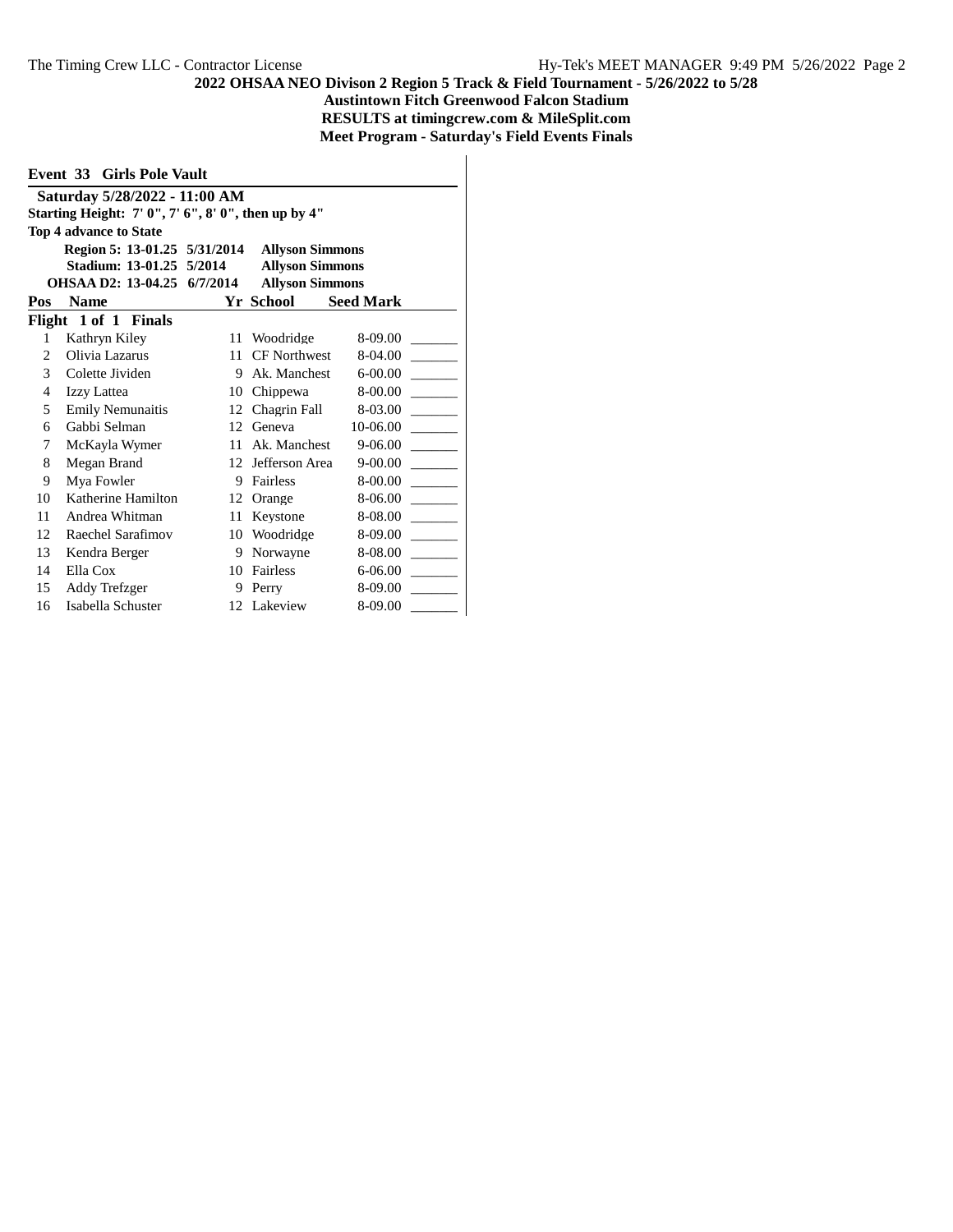**2022 OHSAA NEO Divison 2 Region 5 Track & Field Tournament - 5/26/2022 to 5/28**

**Austintown Fitch Greenwood Falcon Stadium**

**RESULTS at timingcrew.com & MileSplit.com**

**Meet Program - Saturday's Field Events Finals**

### Event 33 Girls Pole Vault

**Saturday 5/28/2022 - 11:00 AM**

**Starting Height: 7' 0", 7' 6", 8' 0", then up by 4"**

**Top 4 advance to State**

| | | | |
|---|---|---|---|
| Region 5: | 13-01.25 | 5/31/2014 | Allyson Simmons |
| Stadium: | 13-01.25 | 5/2014 | Allyson Simmons |
| OHSAA D2: | 13-04.25 | 6/7/2014 | Allyson Simmons |

**Flight 1 of 1 Finals**

| Pos | Name | Yr | School | Seed Mark | |
|---|---|---|---|---|---|
| 1 | Kathryn Kiley | 11 | Woodridge | 8-09.00 | _______ |
| 2 | Olivia Lazarus | 11 | CF Northwest | 8-04.00 | _______ |
| 3 | Colette Jividen | 9 | Ak. Manchest | 6-00.00 | _______ |
| 4 | Izzy Lattea | 10 | Chippewa | 8-00.00 | _______ |
| 5 | Emily Nemunaitis | 12 | Chagrin Fall | 8-03.00 | _______ |
| 6 | Gabbi Selman | 12 | Geneva | 10-06.00 | _______ |
| 7 | McKayla Wymer | 11 | Ak. Manchest | 9-06.00 | _______ |
| 8 | Megan Brand | 12 | Jefferson Area | 9-00.00 | _______ |
| 9 | Mya Fowler | 9 | Fairless | 8-00.00 | _______ |
| 10 | Katherine Hamilton | 12 | Orange | 8-06.00 | _______ |
| 11 | Andrea Whitman | 11 | Keystone | 8-08.00 | _______ |
| 12 | Raechel Sarafimov | 10 | Woodridge | 8-09.00 | _______ |
| 13 | Kendra Berger | 9 | Norwayne | 8-08.00 | _______ |
| 14 | Ella Cox | 10 | Fairless | 6-06.00 | _______ |
| 15 | Addy Trefzger | 9 | Perry | 8-09.00 | _______ |
| 16 | Isabella Schuster | 12 | Lakeview | 8-09.00 | _______ |